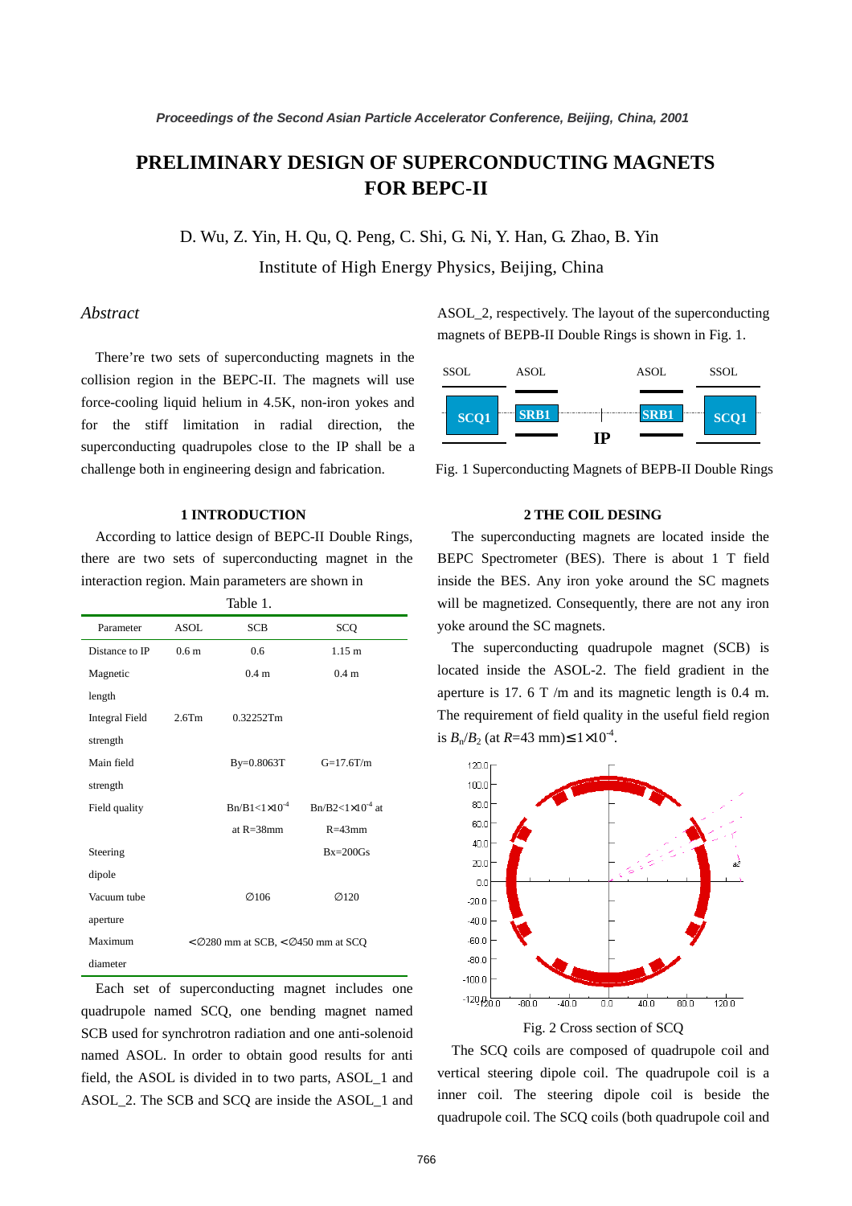# PRELIMINARY DESIGN OF SUPERCONDUCTING MAGNETS FOR BEPC-II

D. Wu, Z. Yin, H. Qu, Q. Peng, C. Shi, G. Ni, Y. Han, G. Zhao, B. Yin

Institute of High Energy Physics, Beijing, China

## *Abstract*

There're two sets of superconducting magnets in the collision region in the BEPC-II. The magnets will use force-cooling liquid helium in 4.5K, non-iron yokes and for the stiff limitation in radial direction, the superconducting quadrupoles close to the IP shall be a challenge both in engineering design and fabrication.

## 1 INTRODUCTION

According to lattice design of BEPC-II Double Rings, there are two sets of superconducting magnet in the interaction region. Main parameters are shown in Table 1.

| Parameter | ASOL | SCB | SCQ |
|---|---|---|---|
| Distance to IP | 0.6 m | 0.6 | 1.15 m |
| Magnetic length | | 0.4 m | 0.4 m |
| Integral Field strength | 2.6Tm | 0.32252Tm | |
| Main field strength | | By=0.8063T | G=17.6T/m |
| Field quality | | Bn/B1<1×10$^{-4}$ at R=38mm | Bn/B2<1×10$^{-4}$ at R=43mm |
| Steering dipole | | | Bx=200Gs |
| Vacuum tube aperture | | ∅106 | ∅120 |
| Maximum diameter | <∅280 mm at SCB, <∅450 mm at SCQ | | |

Each set of superconducting magnet includes one quadrupole named SCQ, one bending magnet named SCB used for synchrotron radiation and one anti-solenoid named ASOL. In order to obtain good results for anti field, the ASOL is divided in to two parts, ASOL_1 and ASOL_2. The SCB and SCQ are inside the ASOL_1 and ASOL_2, respectively. The layout of the superconducting magnets of BEPB-II Double Rings is shown in Fig. 1.

Fig. 1 Superconducting Magnets of BEPB-II Double Rings

## 2 THE COIL DESING

The superconducting magnets are located inside the BEPC Spectrometer (BES). There is about 1 T field inside the BES. Any iron yoke around the SC magnets will be magnetized. Consequently, there are not any iron yoke around the SC magnets.

The superconducting quadrupole magnet (SCB) is located inside the ASOL-2. The field gradient in the aperture is 17. 6 T /m and its magnetic length is 0.4 m. The requirement of field quality in the useful field region is $B_n/B_2$ (at $R$=43 mm)≤1×10$^{-4}$.

Fig. 2 Cross section of SCQ

The SCQ coils are composed of quadrupole coil and vertical steering dipole coil. The quadrupole coil is a inner coil. The steering dipole coil is beside the quadrupole coil. The SCQ coils (both quadrupole coil and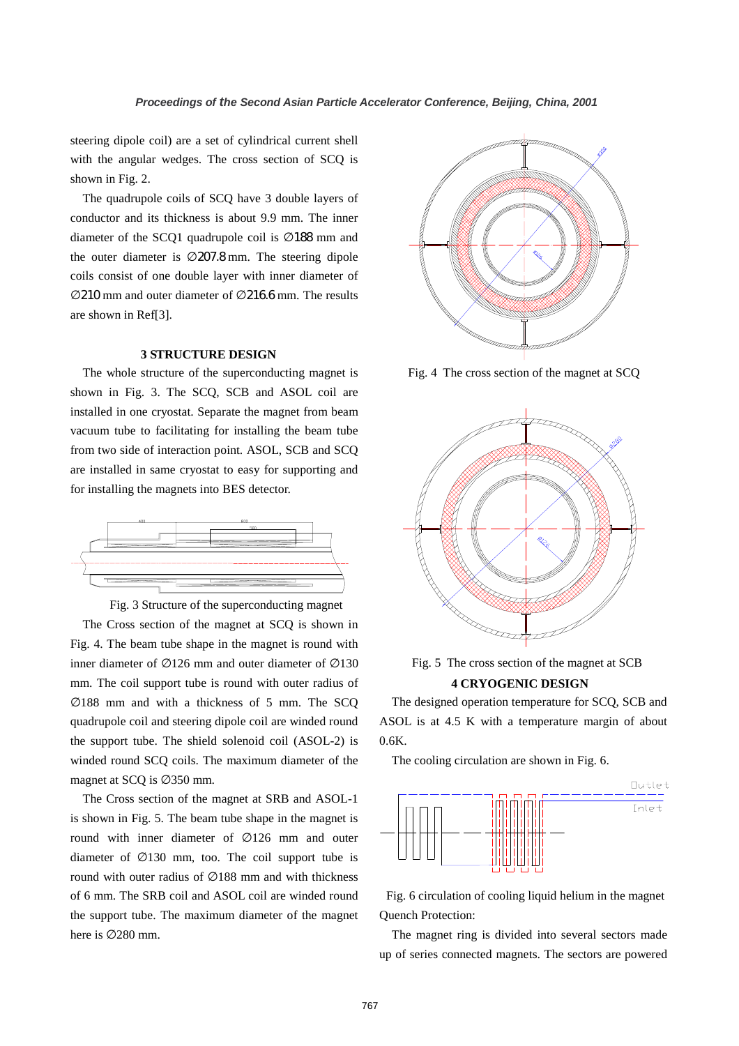steering dipole coil) are a set of cylindrical current shell with the angular wedges. The cross section of SCQ is shown in Fig. 2.

The quadrupole coils of SCQ have 3 double layers of conductor and its thickness is about 9.9 mm. The inner diameter of the SCQ1 quadrupole coil is ∅188 mm and the outer diameter is ∅207.8 mm. The steering dipole coils consist of one double layer with inner diameter of ∅210 mm and outer diameter of ∅216.6 mm. The results are shown in Ref[3].

### 3 STRUCTURE DESIGN

The whole structure of the superconducting magnet is shown in Fig. 3. The SCQ, SCB and ASOL coil are installed in one cryostat. Separate the magnet from beam vacuum tube to facilitating for installing the beam tube from two side of interaction point. ASOL, SCB and SCQ are installed in same cryostat to easy for supporting and for installing the magnets into BES detector.

Fig. 3 Structure of the superconducting magnet

The Cross section of the magnet at SCQ is shown in Fig. 4. The beam tube shape in the magnet is round with inner diameter of ∅126 mm and outer diameter of ∅130 mm. The coil support tube is round with outer radius of ∅188 mm and with a thickness of 5 mm. The SCQ quadrupole coil and steering dipole coil are winded round the support tube. The shield solenoid coil (ASOL-2) is winded round SCQ coils. The maximum diameter of the magnet at SCQ is ∅350 mm.

The Cross section of the magnet at SRB and ASOL-1 is shown in Fig. 5. The beam tube shape in the magnet is round with inner diameter of ∅126 mm and outer diameter of ∅130 mm, too. The coil support tube is round with outer radius of ∅188 mm and with thickness of 6 mm. The SRB coil and ASOL coil are winded round the support tube. The maximum diameter of the magnet here is ∅280 mm.

Fig. 4 The cross section of the magnet at SCQ

Fig. 5 The cross section of the magnet at SCB

### 4 CRYOGENIC DESIGN

The designed operation temperature for SCQ, SCB and ASOL is at 4.5 K with a temperature margin of about 0.6K.

The cooling circulation are shown in Fig. 6.

Fig. 6 circulation of cooling liquid helium in the magnet

Quench Protection:

The magnet ring is divided into several sectors made up of series connected magnets. The sectors are powered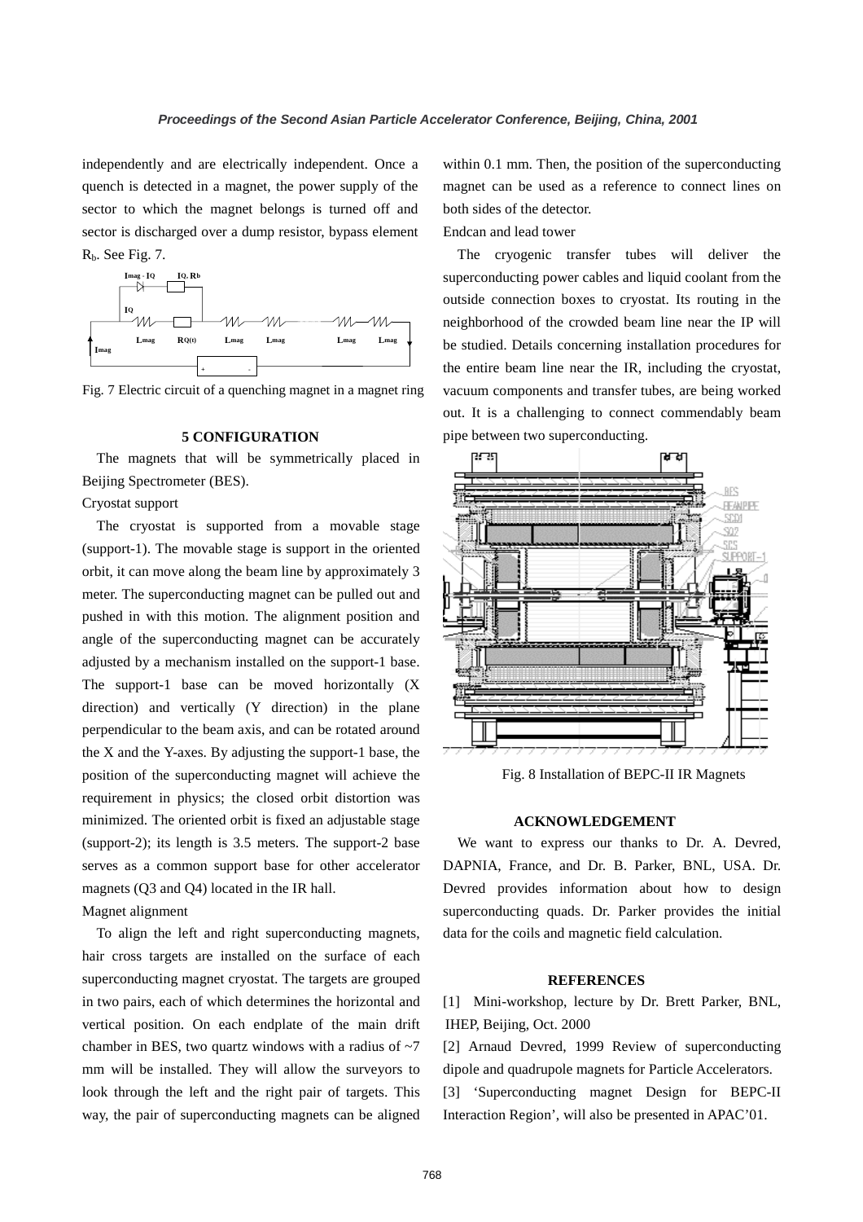independently and are electrically independent. Once a quench is detected in a magnet, the power supply of the sector to which the magnet belongs is turned off and sector is discharged over a dump resistor, bypass element $R_b$. See Fig. 7.

Imag - IQ
IQ, Rb
IQ
Lmag
RQ(t)
Lmag
Lmag
Lmag
Lmag
Imag
+
-

Fig. 7 Electric circuit of a quenching magnet in a magnet ring

## 5 CONFIGURATION

The magnets that will be symmetrically placed in Beijing Spectrometer (BES).

Cryostat support

The cryostat is supported from a movable stage (support-1). The movable stage is support in the oriented orbit, it can move along the beam line by approximately 3 meter. The superconducting magnet can be pulled out and pushed in with this motion. The alignment position and angle of the superconducting magnet can be accurately adjusted by a mechanism installed on the support-1 base. The support-1 base can be moved horizontally (X direction) and vertically (Y direction) in the plane perpendicular to the beam axis, and can be rotated around the X and the Y-axes. By adjusting the support-1 base, the position of the superconducting magnet will achieve the requirement in physics; the closed orbit distortion was minimized. The oriented orbit is fixed an adjustable stage (support-2); its length is 3.5 meters. The support-2 base serves as a common support base for other accelerator magnets (Q3 and Q4) located in the IR hall.

Magnet alignment

To align the left and right superconducting magnets, hair cross targets are installed on the surface of each superconducting magnet cryostat. The targets are grouped in two pairs, each of which determines the horizontal and vertical position. On each endplate of the main drift chamber in BES, two quartz windows with a radius of ~7 mm will be installed. They will allow the surveyors to look through the left and the right pair of targets. This way, the pair of superconducting magnets can be aligned within 0.1 mm. Then, the position of the superconducting magnet can be used as a reference to connect lines on both sides of the detector.

Endcan and lead tower

The cryogenic transfer tubes will deliver the superconducting power cables and liquid coolant from the outside connection boxes to cryostat. Its routing in the neighborhood of the crowded beam line near the IP will be studied. Details concerning installation procedures for the entire beam line near the IR, including the cryostat, vacuum components and transfer tubes, are being worked out. It is a challenging to connect commendably beam pipe between two superconducting.

BES
BEAMPIPE
SCQ1
SQ2
SCS
SUPPORT-1

Fig. 8 Installation of BEPC-II IR Magnets

## ACKNOWLEDGEMENT

We want to express our thanks to Dr. A. Devred, DAPNIA, France, and Dr. B. Parker, BNL, USA. Dr. Devred provides information about how to design superconducting quads. Dr. Parker provides the initial data for the coils and magnetic field calculation.

## REFERENCES

[1] Mini-workshop, lecture by Dr. Brett Parker, BNL, IHEP, Beijing, Oct. 2000

[2] Arnaud Devred, 1999 Review of superconducting dipole and quadrupole magnets for Particle Accelerators.

[3] 'Superconducting magnet Design for BEPC-II Interaction Region', will also be presented in APAC'01.